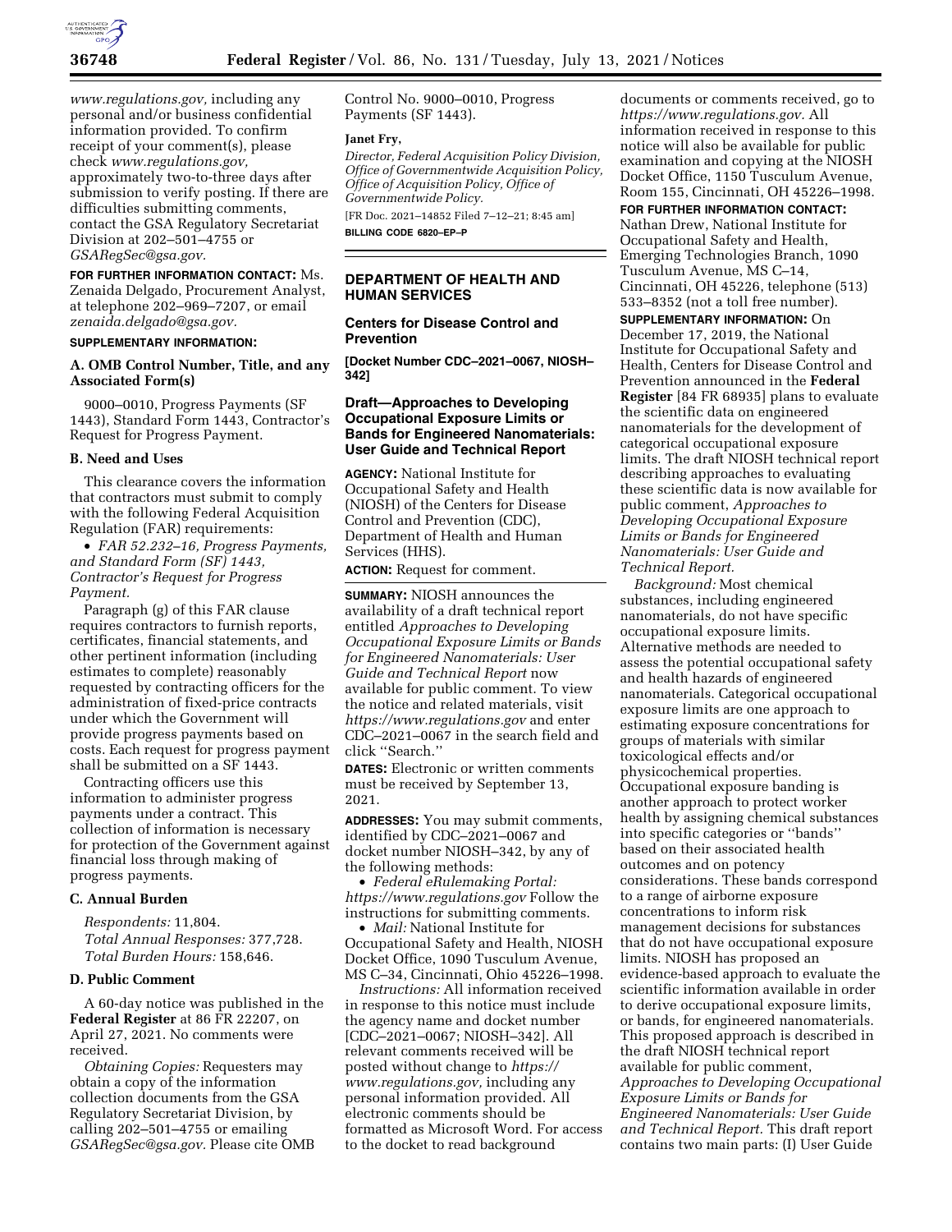*www.regulations.gov,* including any personal and/or business confidential information provided. To confirm receipt of your comment(s), please check *www.regulations.gov,* approximately two-to-three days after submission to verify posting. If there are difficulties submitting comments, contact the GSA Regulatory Secretariat Division at 202–501–4755 or *GSARegSec@gsa.gov.*

**FOR FURTHER INFORMATION CONTACT:** Ms. Zenaida Delgado, Procurement Analyst, at telephone 202–969–7207, or email *zenaida.delgado@gsa.gov.*

**SUPPLEMENTARY INFORMATION:**

### A. OMB Control Number, Title, and any Associated Form(s)

9000–0010, Progress Payments (SF 1443), Standard Form 1443, Contractor's Request for Progress Payment.

### B. Need and Uses

This clearance covers the information that contractors must submit to comply with the following Federal Acquisition Regulation (FAR) requirements:

- *FAR 52.232–16, Progress Payments, and Standard Form (SF) 1443, Contractor's Request for Progress Payment.*

Paragraph (g) of this FAR clause requires contractors to furnish reports, certificates, financial statements, and other pertinent information (including estimates to complete) reasonably requested by contracting officers for the administration of fixed-price contracts under which the Government will provide progress payments based on costs. Each request for progress payment shall be submitted on a SF 1443.

Contracting officers use this information to administer progress payments under a contract. This collection of information is necessary for protection of the Government against financial loss through making of progress payments.

### C. Annual Burden

*Respondents:* 11,804.
*Total Annual Responses:* 377,728.
*Total Burden Hours:* 158,646.

### D. Public Comment

A 60-day notice was published in the **Federal Register** at 86 FR 22207, on April 27, 2021. No comments were received.

*Obtaining Copies:* Requesters may obtain a copy of the information collection documents from the GSA Regulatory Secretariat Division, by calling 202–501–4755 or emailing *GSARegSec@gsa.gov.* Please cite OMB Control No. 9000–0010, Progress Payments (SF 1443).

**Janet Fry,**
*Director, Federal Acquisition Policy Division, Office of Governmentwide Acquisition Policy, Office of Acquisition Policy, Office of Governmentwide Policy.*

[FR Doc. 2021–14852 Filed 7–12–21; 8:45 am]

**BILLING CODE 6820–EP–P**

---

## DEPARTMENT OF HEALTH AND HUMAN SERVICES

### Centers for Disease Control and Prevention

**[Docket Number CDC–2021–0067, NIOSH–342]**

### Draft—Approaches to Developing Occupational Exposure Limits or Bands for Engineered Nanomaterials: User Guide and Technical Report

**AGENCY:** National Institute for Occupational Safety and Health (NIOSH) of the Centers for Disease Control and Prevention (CDC), Department of Health and Human Services (HHS).

**ACTION:** Request for comment.

**SUMMARY:** NIOSH announces the availability of a draft technical report entitled *Approaches to Developing Occupational Exposure Limits or Bands for Engineered Nanomaterials: User Guide and Technical Report* now available for public comment. To view the notice and related materials, visit *https://www.regulations.gov* and enter CDC–2021–0067 in the search field and click ''Search.''

**DATES:** Electronic or written comments must be received by September 13, 2021.

**ADDRESSES:** You may submit comments, identified by CDC–2021–0067 and docket number NIOSH–342, by any of the following methods:

- *Federal eRulemaking Portal: https://www.regulations.gov* Follow the instructions for submitting comments.
- *Mail:* National Institute for Occupational Safety and Health, NIOSH Docket Office, 1090 Tusculum Avenue, MS C–34, Cincinnati, Ohio 45226–1998.

*Instructions:* All information received in response to this notice must include the agency name and docket number [CDC–2021–0067; NIOSH–342]. All relevant comments received will be posted without change to *https://www.regulations.gov,* including any personal information provided. All electronic comments should be formatted as Microsoft Word. For access to the docket to read background documents or comments received, go to *https://www.regulations.gov.* All information received in response to this notice will also be available for public examination and copying at the NIOSH Docket Office, 1150 Tusculum Avenue, Room 155, Cincinnati, OH 45226–1998.

**FOR FURTHER INFORMATION CONTACT:** Nathan Drew, National Institute for Occupational Safety and Health, Emerging Technologies Branch, 1090 Tusculum Avenue, MS C–14, Cincinnati, OH 45226, telephone (513) 533–8352 (not a toll free number).

**SUPPLEMENTARY INFORMATION:** On December 17, 2019, the National Institute for Occupational Safety and Health, Centers for Disease Control and Prevention announced in the **Federal Register** [84 FR 68935] plans to evaluate the scientific data on engineered nanomaterials for the development of categorical occupational exposure limits. The draft NIOSH technical report describing approaches to evaluating these scientific data is now available for public comment, *Approaches to Developing Occupational Exposure Limits or Bands for Engineered Nanomaterials: User Guide and Technical Report.*

*Background:* Most chemical substances, including engineered nanomaterials, do not have specific occupational exposure limits. Alternative methods are needed to assess the potential occupational safety and health hazards of engineered nanomaterials. Categorical occupational exposure limits are one approach to estimating exposure concentrations for groups of materials with similar toxicological effects and/or physicochemical properties. Occupational exposure banding is another approach to protect worker health by assigning chemical substances into specific categories or ''bands'' based on their associated health outcomes and on potency considerations. These bands correspond to a range of airborne exposure concentrations to inform risk management decisions for substances that do not have occupational exposure limits. NIOSH has proposed an evidence-based approach to evaluate the scientific information available in order to derive occupational exposure limits, or bands, for engineered nanomaterials. This proposed approach is described in the draft NIOSH technical report available for public comment, *Approaches to Developing Occupational Exposure Limits or Bands for Engineered Nanomaterials: User Guide and Technical Report.* This draft report contains two main parts: (I) User Guide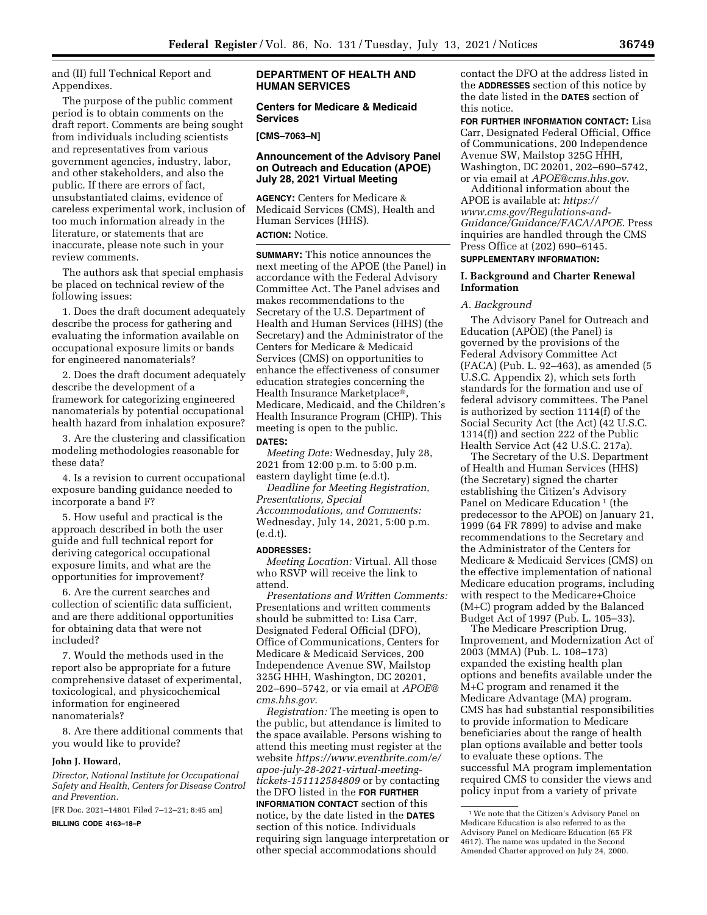and (II) full Technical Report and Appendixes.

The purpose of the public comment period is to obtain comments on the draft report. Comments are being sought from individuals including scientists and representatives from various government agencies, industry, labor, and other stakeholders, and also the public. If there are errors of fact, unsubstantiated claims, evidence of careless experimental work, inclusion of too much information already in the literature, or statements that are inaccurate, please note such in your review comments.

The authors ask that special emphasis be placed on technical review of the following issues:

1. Does the draft document adequately describe the process for gathering and evaluating the information available on occupational exposure limits or bands for engineered nanomaterials?

2. Does the draft document adequately describe the development of a framework for categorizing engineered nanomaterials by potential occupational health hazard from inhalation exposure?

3. Are the clustering and classification modeling methodologies reasonable for these data?

4. Is a revision to current occupational exposure banding guidance needed to incorporate a band F?

5. How useful and practical is the approach described in both the user guide and full technical report for deriving categorical occupational exposure limits, and what are the opportunities for improvement?

6. Are the current searches and collection of scientific data sufficient, and are there additional opportunities for obtaining data that were not included?

7. Would the methods used in the report also be appropriate for a future comprehensive dataset of experimental, toxicological, and physicochemical information for engineered nanomaterials?

8. Are there additional comments that you would like to provide?

**John J. Howard,**

*Director, National Institute for Occupational Safety and Health, Centers for Disease Control and Prevention.*

[FR Doc. 2021–14801 Filed 7–12–21; 8:45 am]

**BILLING CODE 4163–18–P**

## DEPARTMENT OF HEALTH AND HUMAN SERVICES

### Centers for Medicare & Medicaid Services

**[CMS–7063–N]**

### Announcement of the Advisory Panel on Outreach and Education (APOE) July 28, 2021 Virtual Meeting

**AGENCY:** Centers for Medicare & Medicaid Services (CMS), Health and Human Services (HHS).

**ACTION:** Notice.

**SUMMARY:** This notice announces the next meeting of the APOE (the Panel) in accordance with the Federal Advisory Committee Act. The Panel advises and makes recommendations to the Secretary of the U.S. Department of Health and Human Services (HHS) (the Secretary) and the Administrator of the Centers for Medicare & Medicaid Services (CMS) on opportunities to enhance the effectiveness of consumer education strategies concerning the Health Insurance Marketplace®, Medicare, Medicaid, and the Children's Health Insurance Program (CHIP). This meeting is open to the public.

**DATES:**

*Meeting Date:* Wednesday, July 28, 2021 from 12:00 p.m. to 5:00 p.m. eastern daylight time (e.d.t).

*Deadline for Meeting Registration, Presentations, Special Accommodations, and Comments:* Wednesday, July 14, 2021, 5:00 p.m. (e.d.t).

**ADDRESSES:**

*Meeting Location:* Virtual. All those who RSVP will receive the link to attend.

*Presentations and Written Comments:* Presentations and written comments should be submitted to: Lisa Carr, Designated Federal Official (DFO), Office of Communications, Centers for Medicare & Medicaid Services, 200 Independence Avenue SW, Mailstop 325G HHH, Washington, DC 20201, 202–690–5742, or via email at *APOE@cms.hhs.gov*.

*Registration:* The meeting is open to the public, but attendance is limited to the space available. Persons wishing to attend this meeting must register at the website *https://www.eventbrite.com/e/apoe-july-28-2021-virtual-meeting-tickets-151112584809* or by contacting the DFO listed in the **FOR FURTHER INFORMATION CONTACT** section of this notice, by the date listed in the **DATES** section of this notice. Individuals requiring sign language interpretation or other special accommodations should contact the DFO at the address listed in the **ADDRESSES** section of this notice by the date listed in the **DATES** section of this notice.

**FOR FURTHER INFORMATION CONTACT:** Lisa Carr, Designated Federal Official, Office of Communications, 200 Independence Avenue SW, Mailstop 325G HHH, Washington, DC 20201, 202–690–5742, or via email at *APOE@cms.hhs.gov*.

Additional information about the APOE is available at: *https://www.cms.gov/Regulations-and-Guidance/Guidance/FACA/APOE*. Press inquiries are handled through the CMS Press Office at (202) 690–6145.

**SUPPLEMENTARY INFORMATION:**

#### I. Background and Charter Renewal Information

*A. Background*

The Advisory Panel for Outreach and Education (APOE) (the Panel) is governed by the provisions of the Federal Advisory Committee Act (FACA) (Pub. L. 92–463), as amended (5 U.S.C. Appendix 2), which sets forth standards for the formation and use of federal advisory committees. The Panel is authorized by section 1114(f) of the Social Security Act (the Act) (42 U.S.C. 1314(f)) and section 222 of the Public Health Service Act (42 U.S.C. 217a).

The Secretary of the U.S. Department of Health and Human Services (HHS) (the Secretary) signed the charter establishing the Citizen's Advisory Panel on Medicare Education [1] (the predecessor to the APOE) on January 21, 1999 (64 FR 7899) to advise and make recommendations to the Secretary and the Administrator of the Centers for Medicare & Medicaid Services (CMS) on the effective implementation of national Medicare education programs, including with respect to the Medicare+Choice (M+C) program added by the Balanced Budget Act of 1997 (Pub. L. 105–33).

The Medicare Prescription Drug, Improvement, and Modernization Act of 2003 (MMA) (Pub. L. 108–173) expanded the existing health plan options and benefits available under the M+C program and renamed it the Medicare Advantage (MA) program. CMS has had substantial responsibilities to provide information to Medicare beneficiaries about the range of health plan options available and better tools to evaluate these options. The successful MA program implementation required CMS to consider the views and policy input from a variety of private

[1] We note that the Citizen's Advisory Panel on Medicare Education is also referred to as the Advisory Panel on Medicare Education (65 FR 4617). The name was updated in the Second Amended Charter approved on July 24, 2000.